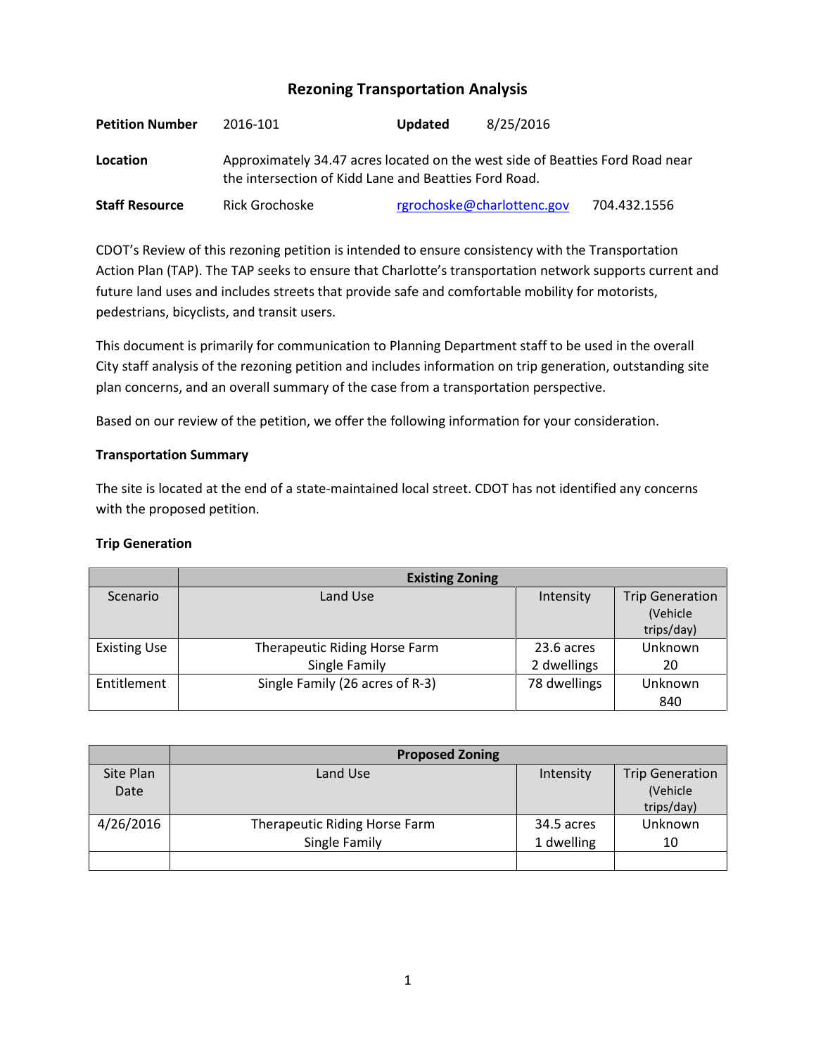# Rezoning Transportation Analysis

**Petition Number** 2016-101 **Updated** 8/25/2016

**Location** Approximately 34.47 acres located on the west side of Beatties Ford Road near the intersection of Kidd Lane and Beatties Ford Road.

**Staff Resource** Rick Grochoske [rgrochoske@charlottenc.gov](mailto:rgrochoske@charlottenc.gov) 704.432.1556

CDOT's Review of this rezoning petition is intended to ensure consistency with the Transportation Action Plan (TAP). The TAP seeks to ensure that Charlotte's transportation network supports current and future land uses and includes streets that provide safe and comfortable mobility for motorists, pedestrians, bicyclists, and transit users.

This document is primarily for communication to Planning Department staff to be used in the overall City staff analysis of the rezoning petition and includes information on trip generation, outstanding site plan concerns, and an overall summary of the case from a transportation perspective.

Based on our review of the petition, we offer the following information for your consideration.

**Transportation Summary**

The site is located at the end of a state-maintained local street. CDOT has not identified any concerns with the proposed petition.

**Trip Generation**

| | Existing Zoning | | |
|---|---|---|---|
| Scenario | Land Use | Intensity | Trip Generation (Vehicle trips/day) |
| Existing Use | Therapeutic Riding Horse Farm<br>Single Family | 23.6 acres<br>2 dwellings | Unknown<br>20 |
| Entitlement | Single Family (26 acres of R-3) | 78 dwellings | Unknown<br>840 |

| | Proposed Zoning | | |
|---|---|---|---|
| Site Plan Date | Land Use | Intensity | Trip Generation (Vehicle trips/day) |
| 4/26/2016 | Therapeutic Riding Horse Farm<br>Single Family | 34.5 acres<br>1 dwelling | Unknown<br>10 |
| | | | |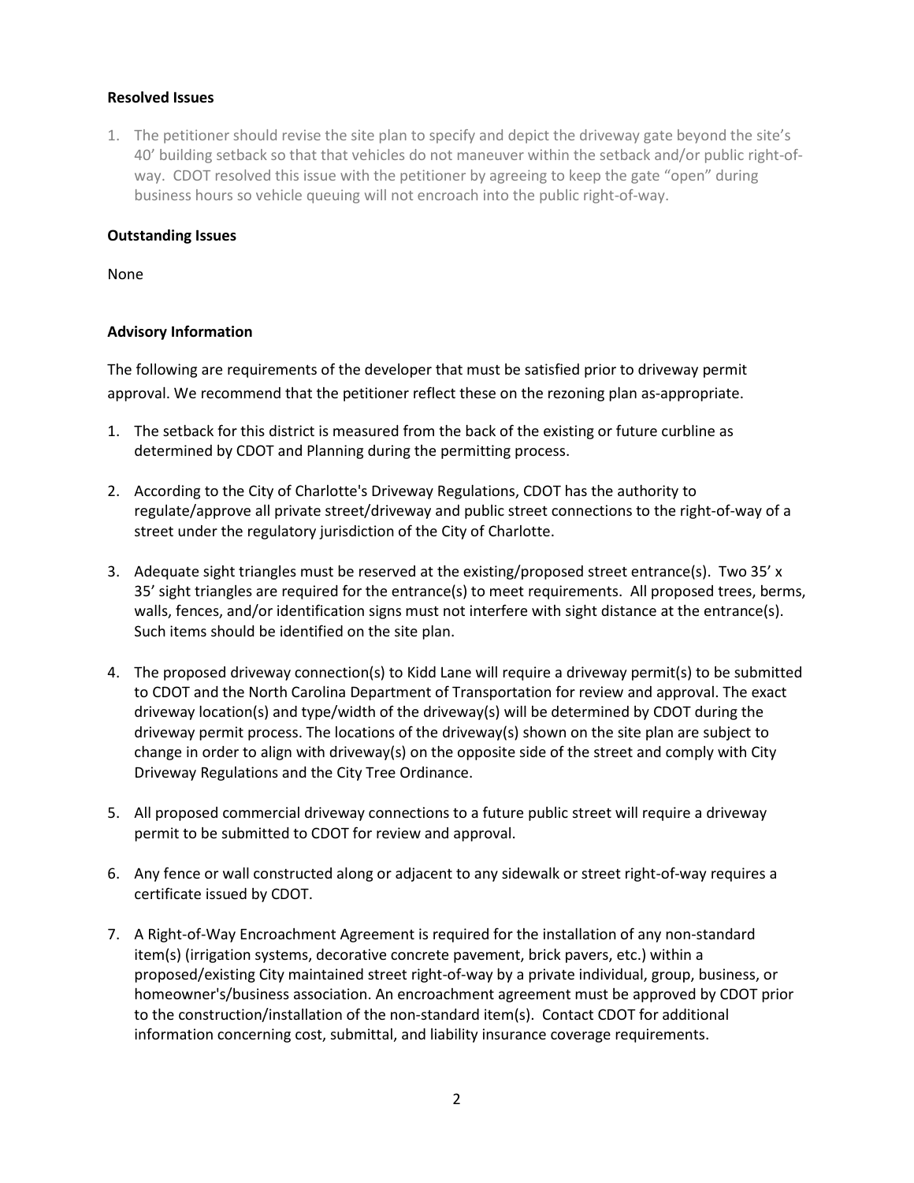**Resolved Issues**

1. The petitioner should revise the site plan to specify and depict the driveway gate beyond the site's 40' building setback so that that vehicles do not maneuver within the setback and/or public right-of-way. CDOT resolved this issue with the petitioner by agreeing to keep the gate "open" during business hours so vehicle queuing will not encroach into the public right-of-way.

**Outstanding Issues**

None

**Advisory Information**

The following are requirements of the developer that must be satisfied prior to driveway permit approval. We recommend that the petitioner reflect these on the rezoning plan as-appropriate.

1. The setback for this district is measured from the back of the existing or future curbline as determined by CDOT and Planning during the permitting process.

2. According to the City of Charlotte's Driveway Regulations, CDOT has the authority to regulate/approve all private street/driveway and public street connections to the right-of-way of a street under the regulatory jurisdiction of the City of Charlotte.

3. Adequate sight triangles must be reserved at the existing/proposed street entrance(s). Two 35' x 35' sight triangles are required for the entrance(s) to meet requirements. All proposed trees, berms, walls, fences, and/or identification signs must not interfere with sight distance at the entrance(s). Such items should be identified on the site plan.

4. The proposed driveway connection(s) to Kidd Lane will require a driveway permit(s) to be submitted to CDOT and the North Carolina Department of Transportation for review and approval. The exact driveway location(s) and type/width of the driveway(s) will be determined by CDOT during the driveway permit process. The locations of the driveway(s) shown on the site plan are subject to change in order to align with driveway(s) on the opposite side of the street and comply with City Driveway Regulations and the City Tree Ordinance.

5. All proposed commercial driveway connections to a future public street will require a driveway permit to be submitted to CDOT for review and approval.

6. Any fence or wall constructed along or adjacent to any sidewalk or street right-of-way requires a certificate issued by CDOT.

7. A Right-of-Way Encroachment Agreement is required for the installation of any non-standard item(s) (irrigation systems, decorative concrete pavement, brick pavers, etc.) within a proposed/existing City maintained street right-of-way by a private individual, group, business, or homeowner's/business association. An encroachment agreement must be approved by CDOT prior to the construction/installation of the non-standard item(s). Contact CDOT for additional information concerning cost, submittal, and liability insurance coverage requirements.